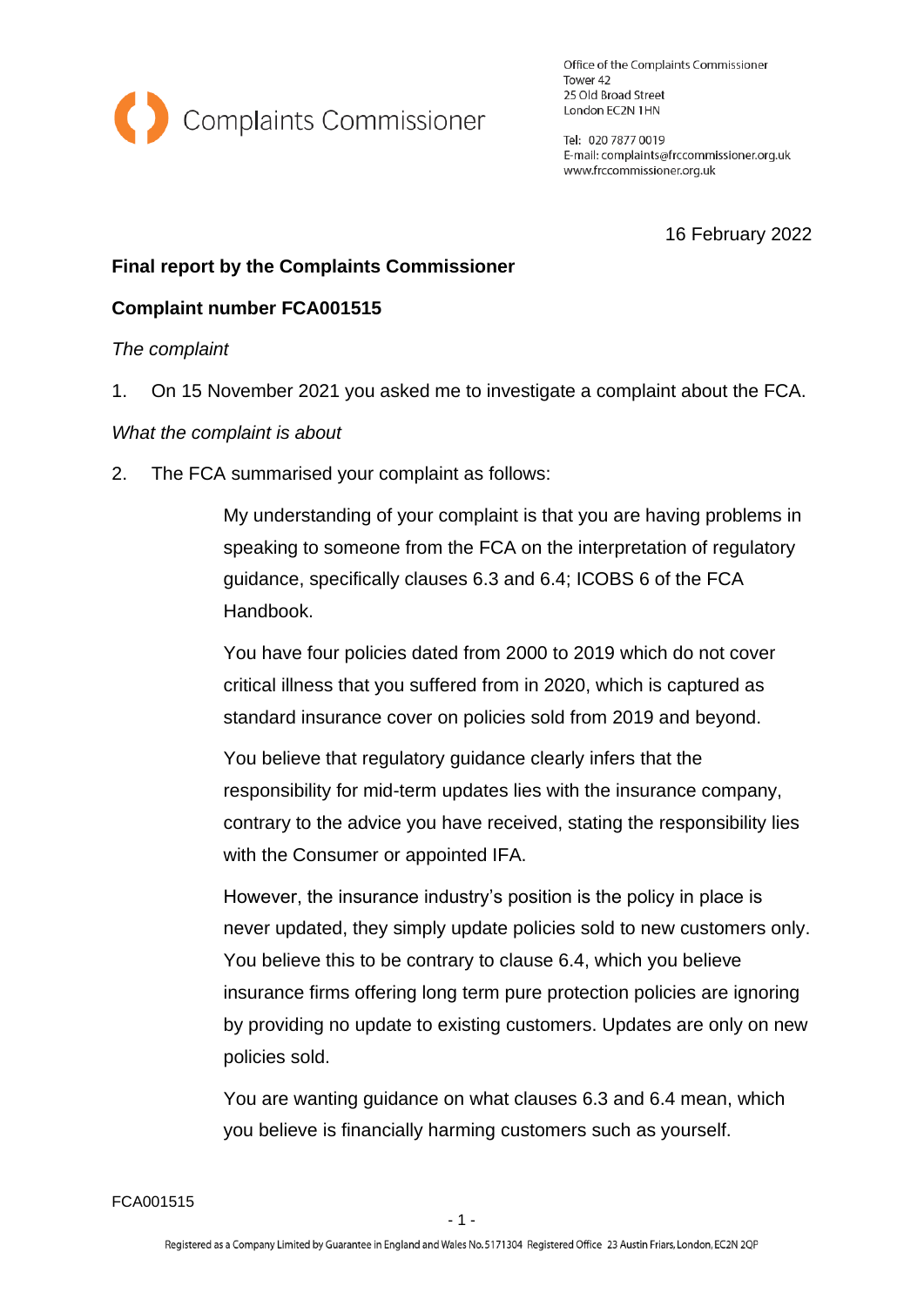Complaints Commissioner

Office of the Complaints Commissioner
Tower 42
25 Old Broad Street
London EC2N 1HN

Tel: 020 7877 0019
E-mail: complaints@frccommissioner.org.uk
www.frccommissioner.org.uk

16 February 2022

**Final report by the Complaints Commissioner**

**Complaint number FCA001515**

*The complaint*

1. On 15 November 2021 you asked me to investigate a complaint about the FCA.

*What the complaint is about*

2. The FCA summarised your complaint as follows:

> My understanding of your complaint is that you are having problems in speaking to someone from the FCA on the interpretation of regulatory guidance, specifically clauses 6.3 and 6.4; ICOBS 6 of the FCA Handbook.
>
> You have four policies dated from 2000 to 2019 which do not cover critical illness that you suffered from in 2020, which is captured as standard insurance cover on policies sold from 2019 and beyond.
>
> You believe that regulatory guidance clearly infers that the responsibility for mid-term updates lies with the insurance company, contrary to the advice you have received, stating the responsibility lies with the Consumer or appointed IFA.
>
> However, the insurance industry's position is the policy in place is never updated, they simply update policies sold to new customers only. You believe this to be contrary to clause 6.4, which you believe insurance firms offering long term pure protection policies are ignoring by providing no update to existing customers. Updates are only on new policies sold.
>
> You are wanting guidance on what clauses 6.3 and 6.4 mean, which you believe is financially harming customers such as yourself.

FCA001515

Registered as a Company Limited by Guarantee in England and Wales No. 5171304 Registered Office 23 Austin Friars, London, EC2N 2QP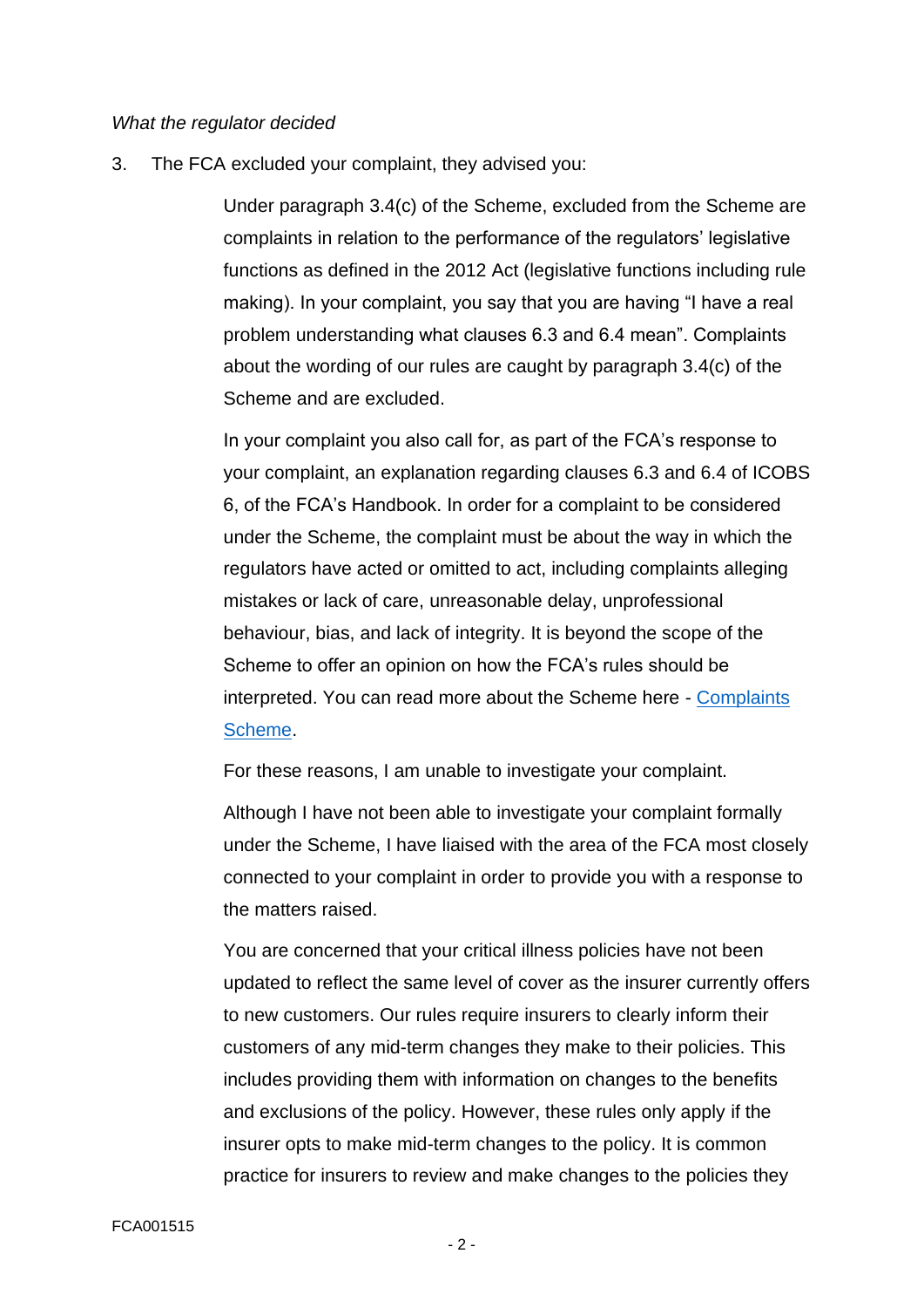*What the regulator decided*

3. The FCA excluded your complaint, they advised you:

> Under paragraph 3.4(c) of the Scheme, excluded from the Scheme are complaints in relation to the performance of the regulators' legislative functions as defined in the 2012 Act (legislative functions including rule making). In your complaint, you say that you are having "I have a real problem understanding what clauses 6.3 and 6.4 mean". Complaints about the wording of our rules are caught by paragraph 3.4(c) of the Scheme and are excluded.
>
> In your complaint you also call for, as part of the FCA's response to your complaint, an explanation regarding clauses 6.3 and 6.4 of ICOBS 6, of the FCA's Handbook. In order for a complaint to be considered under the Scheme, the complaint must be about the way in which the regulators have acted or omitted to act, including complaints alleging mistakes or lack of care, unreasonable delay, unprofessional behaviour, bias, and lack of integrity. It is beyond the scope of the Scheme to offer an opinion on how the FCA's rules should be interpreted. You can read more about the Scheme here - [Complaints Scheme]().
>
> For these reasons, I am unable to investigate your complaint.
>
> Although I have not been able to investigate your complaint formally under the Scheme, I have liaised with the area of the FCA most closely connected to your complaint in order to provide you with a response to the matters raised.
>
> You are concerned that your critical illness policies have not been updated to reflect the same level of cover as the insurer currently offers to new customers. Our rules require insurers to clearly inform their customers of any mid-term changes they make to their policies. This includes providing them with information on changes to the benefits and exclusions of the policy. However, these rules only apply if the insurer opts to make mid-term changes to the policy. It is common practice for insurers to review and make changes to the policies they

FCA001515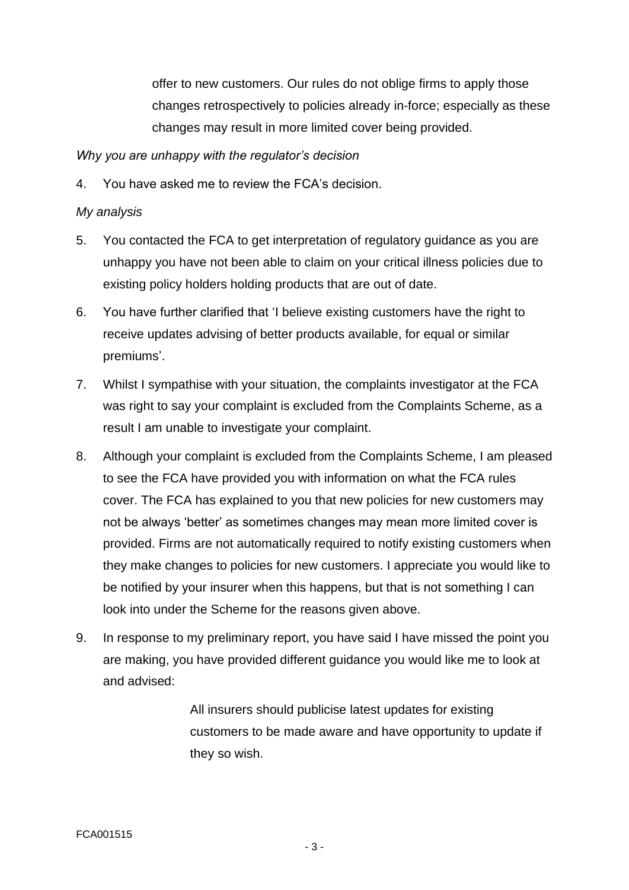> offer to new customers. Our rules do not oblige firms to apply those changes retrospectively to policies already in-force; especially as these changes may result in more limited cover being provided.

*Why you are unhappy with the regulator's decision*

4. You have asked me to review the FCA's decision.

*My analysis*

5. You contacted the FCA to get interpretation of regulatory guidance as you are unhappy you have not been able to claim on your critical illness policies due to existing policy holders holding products that are out of date.

6. You have further clarified that 'I believe existing customers have the right to receive updates advising of better products available, for equal or similar premiums'.

7. Whilst I sympathise with your situation, the complaints investigator at the FCA was right to say your complaint is excluded from the Complaints Scheme, as a result I am unable to investigate your complaint.

8. Although your complaint is excluded from the Complaints Scheme, I am pleased to see the FCA have provided you with information on what the FCA rules cover. The FCA has explained to you that new policies for new customers may not be always 'better' as sometimes changes may mean more limited cover is provided. Firms are not automatically required to notify existing customers when they make changes to policies for new customers. I appreciate you would like to be notified by your insurer when this happens, but that is not something I can look into under the Scheme for the reasons given above.

9. In response to my preliminary report, you have said I have missed the point you are making, you have provided different guidance you would like me to look at and advised:

> All insurers should publicise latest updates for existing customers to be made aware and have opportunity to update if they so wish.

FCA001515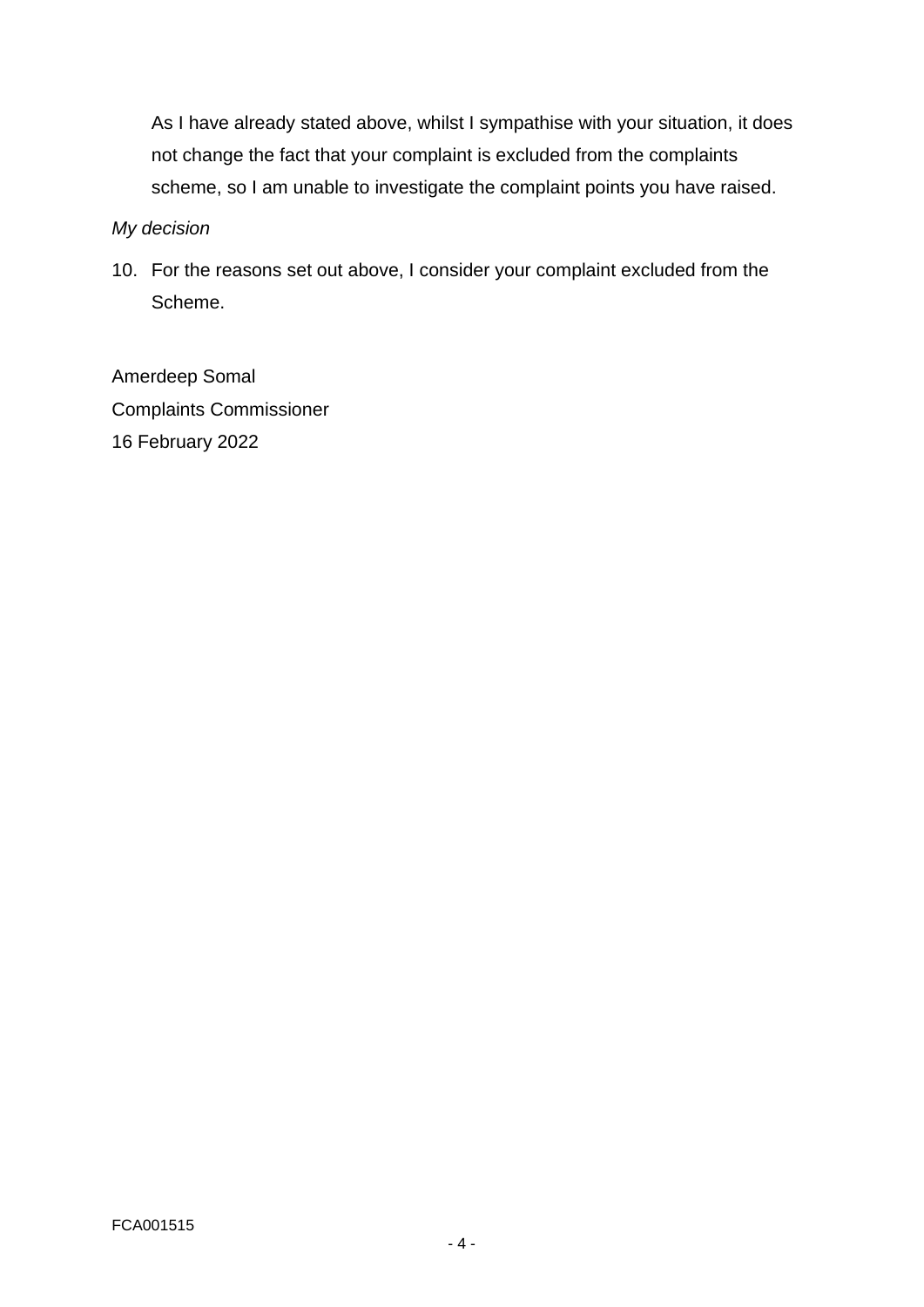As I have already stated above, whilst I sympathise with your situation, it does not change the fact that your complaint is excluded from the complaints scheme, so I am unable to investigate the complaint points you have raised.

*My decision*

10. For the reasons set out above, I consider your complaint excluded from the Scheme.

Amerdeep Somal
Complaints Commissioner
16 February 2022

FCA001515